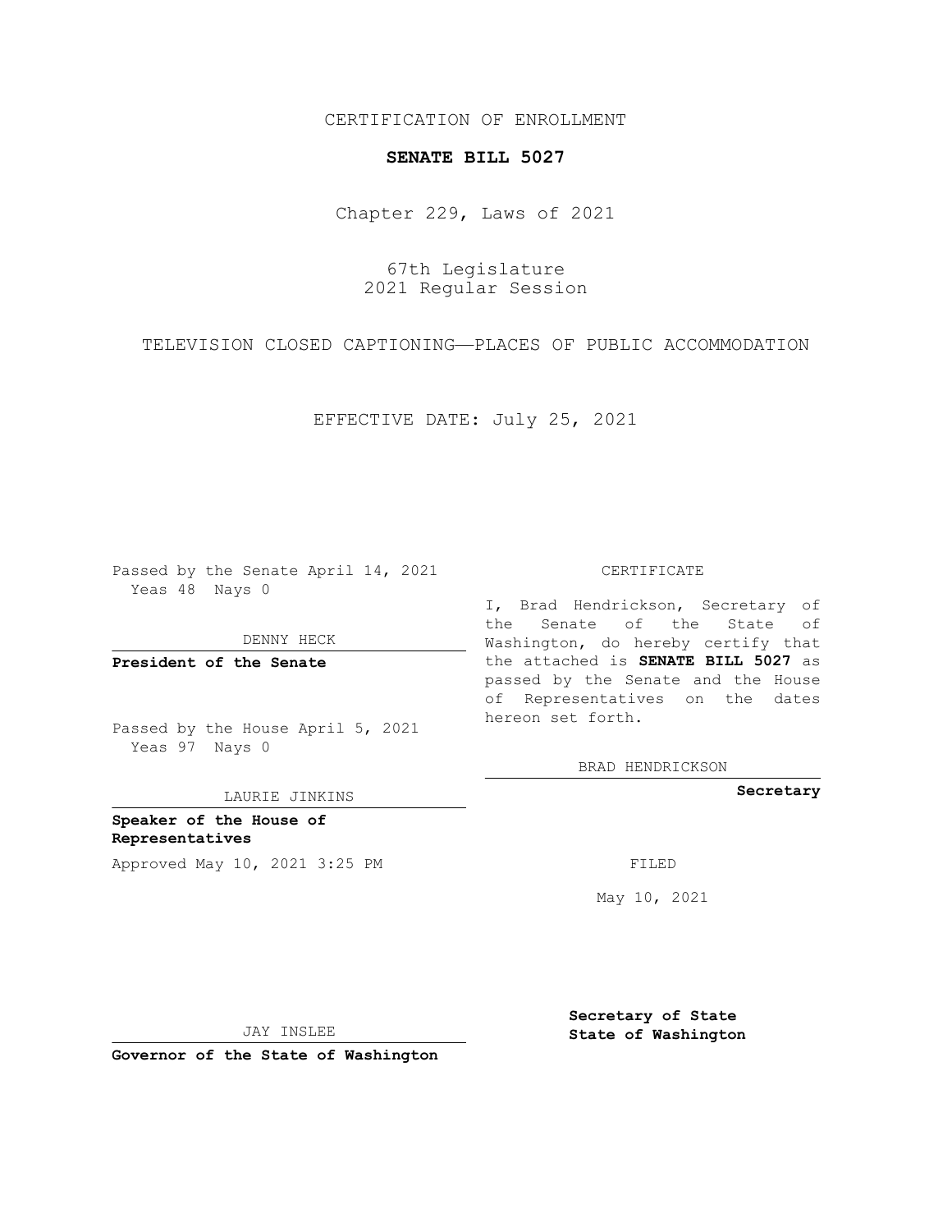CERTIFICATION OF ENROLLMENT

**SENATE BILL 5027**

Chapter 229, Laws of 2021

67th Legislature
2021 Regular Session

TELEVISION CLOSED CAPTIONING—PLACES OF PUBLIC ACCOMMODATION

EFFECTIVE DATE: July 25, 2021

Passed by the Senate April 14, 2021
Yeas 48 Nays 0

DENNY HECK

**President of the Senate**

Passed by the House April 5, 2021
Yeas 97 Nays 0

LAURIE JINKINS

**Speaker of the House of Representatives**

Approved May 10, 2021 3:25 PM

JAY INSLEE

**Governor of the State of Washington**

CERTIFICATE

I, Brad Hendrickson, Secretary of the Senate of the State of Washington, do hereby certify that the attached is **SENATE BILL 5027** as passed by the Senate and the House of Representatives on the dates hereon set forth.

BRAD HENDRICKSON

**Secretary**

FILED

May 10, 2021

**Secretary of State**
**State of Washington**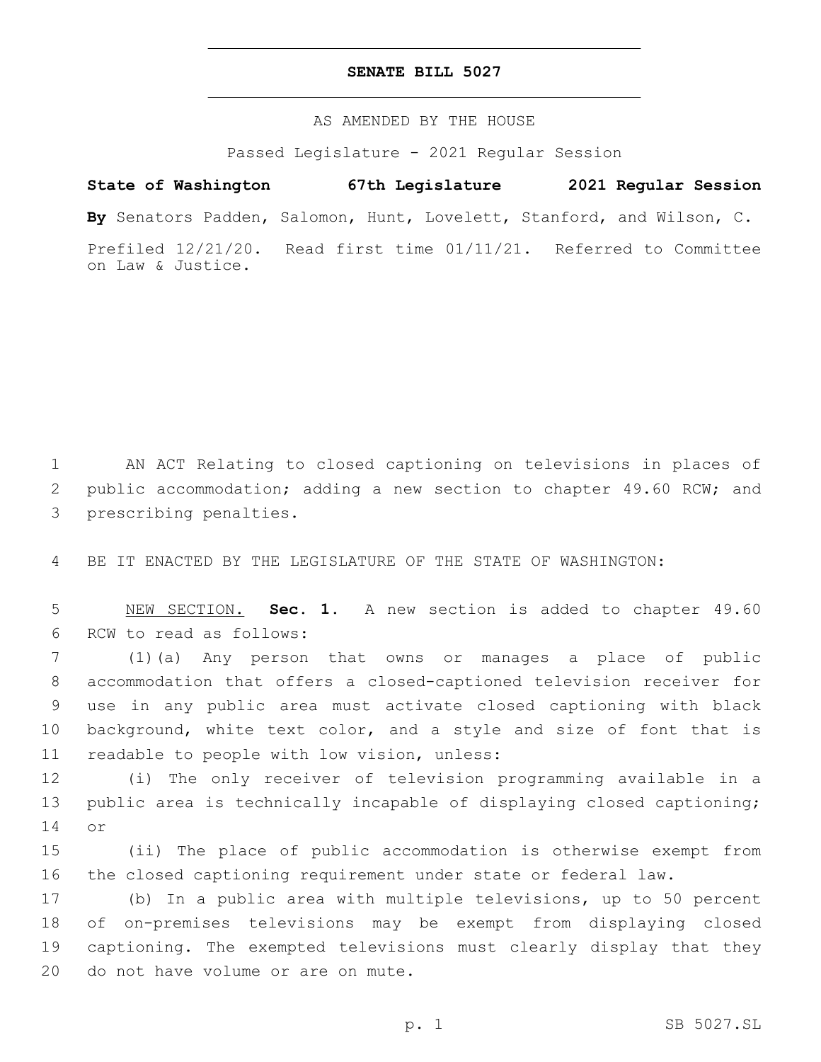# SENATE BILL 5027

AS AMENDED BY THE HOUSE

Passed Legislature - 2021 Regular Session

**State of Washington 67th Legislature 2021 Regular Session**

**By** Senators Padden, Salomon, Hunt, Lovelett, Stanford, and Wilson, C.

Prefiled 12/21/20. Read first time 01/11/21. Referred to Committee on Law & Justice.

1 AN ACT Relating to closed captioning on televisions in places of
2 public accommodation; adding a new section to chapter 49.60 RCW; and
3 prescribing penalties.

4 BE IT ENACTED BY THE LEGISLATURE OF THE STATE OF WASHINGTON:

5 NEW SECTION. **Sec. 1.** A new section is added to chapter 49.60
6 RCW to read as follows:

7 (1)(a) Any person that owns or manages a place of public
8 accommodation that offers a closed-captioned television receiver for
9 use in any public area must activate closed captioning with black
10 background, white text color, and a style and size of font that is
11 readable to people with low vision, unless:

12 (i) The only receiver of television programming available in a
13 public area is technically incapable of displaying closed captioning;
14 or

15 (ii) The place of public accommodation is otherwise exempt from
16 the closed captioning requirement under state or federal law.

17 (b) In a public area with multiple televisions, up to 50 percent
18 of on-premises televisions may be exempt from displaying closed
19 captioning. The exempted televisions must clearly display that they
20 do not have volume or are on mute.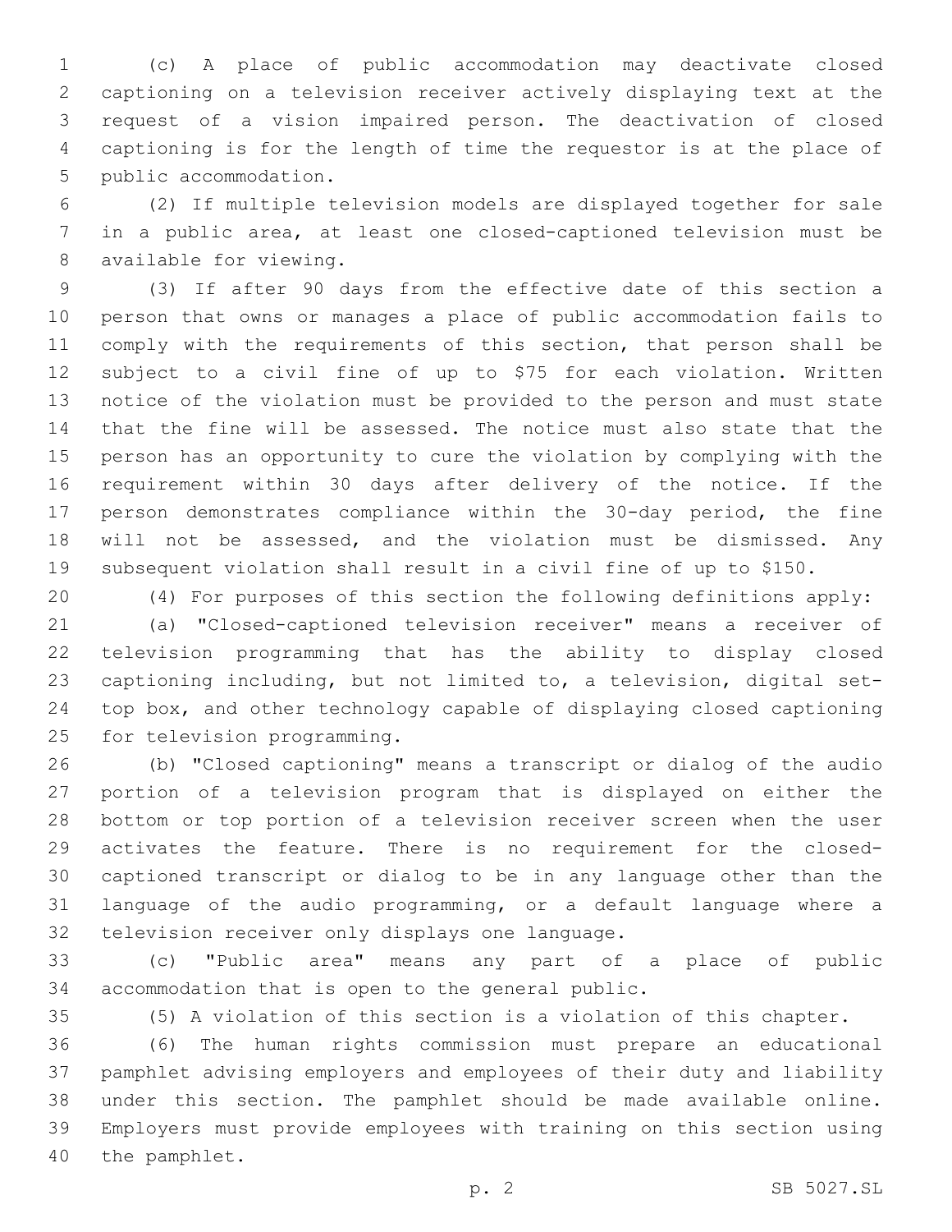(c) A place of public accommodation may deactivate closed captioning on a television receiver actively displaying text at the request of a vision impaired person. The deactivation of closed captioning is for the length of time the requestor is at the place of public accommodation.

(2) If multiple television models are displayed together for sale in a public area, at least one closed-captioned television must be available for viewing.

(3) If after 90 days from the effective date of this section a person that owns or manages a place of public accommodation fails to comply with the requirements of this section, that person shall be subject to a civil fine of up to $75 for each violation. Written notice of the violation must be provided to the person and must state that the fine will be assessed. The notice must also state that the person has an opportunity to cure the violation by complying with the requirement within 30 days after delivery of the notice. If the person demonstrates compliance within the 30-day period, the fine will not be assessed, and the violation must be dismissed. Any subsequent violation shall result in a civil fine of up to $150.

(4) For purposes of this section the following definitions apply:

(a) "Closed-captioned television receiver" means a receiver of television programming that has the ability to display closed captioning including, but not limited to, a television, digital set-top box, and other technology capable of displaying closed captioning for television programming.

(b) "Closed captioning" means a transcript or dialog of the audio portion of a television program that is displayed on either the bottom or top portion of a television receiver screen when the user activates the feature. There is no requirement for the closed-captioned transcript or dialog to be in any language other than the language of the audio programming, or a default language where a television receiver only displays one language.

(c) "Public area" means any part of a place of public accommodation that is open to the general public.

(5) A violation of this section is a violation of this chapter.

(6) The human rights commission must prepare an educational pamphlet advising employers and employees of their duty and liability under this section. The pamphlet should be made available online. Employers must provide employees with training on this section using the pamphlet.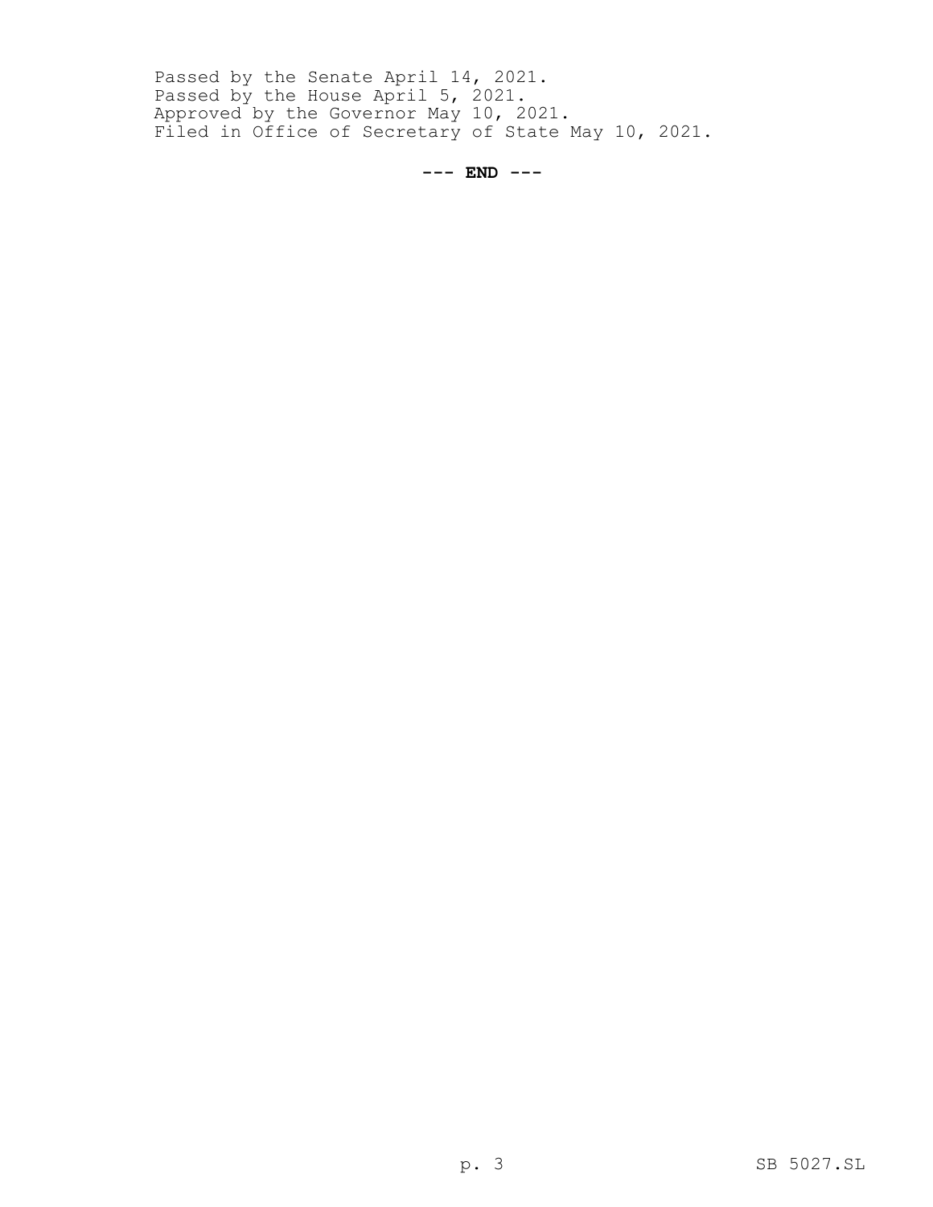Passed by the Senate April 14, 2021.
Passed by the House April 5, 2021.
Approved by the Governor May 10, 2021.
Filed in Office of Secretary of State May 10, 2021.

**--- END ---**